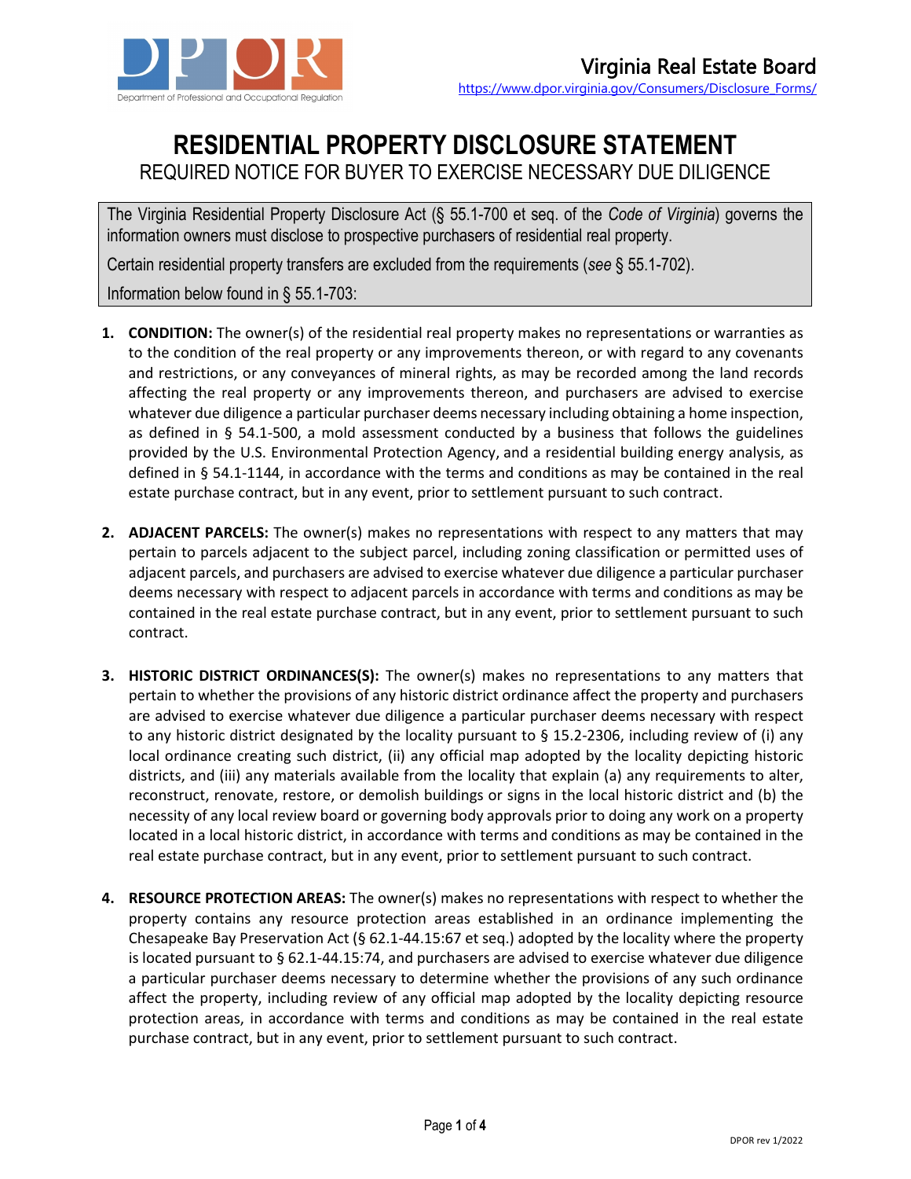Virginia Real Estate Board
https://www.dpor.virginia.gov/Consumers/Disclosure_Forms/

# RESIDENTIAL PROPERTY DISCLOSURE STATEMENT

## REQUIRED NOTICE FOR BUYER TO EXERCISE NECESSARY DUE DILIGENCE

The Virginia Residential Property Disclosure Act (§ 55.1-700 et seq. of the *Code of Virginia*) governs the information owners must disclose to prospective purchasers of residential real property.

Certain residential property transfers are excluded from the requirements (*see* § 55.1-702).

Information below found in § 55.1-703:

1. **CONDITION:** The owner(s) of the residential real property makes no representations or warranties as to the condition of the real property or any improvements thereon, or with regard to any covenants and restrictions, or any conveyances of mineral rights, as may be recorded among the land records affecting the real property or any improvements thereon, and purchasers are advised to exercise whatever due diligence a particular purchaser deems necessary including obtaining a home inspection, as defined in § 54.1-500, a mold assessment conducted by a business that follows the guidelines provided by the U.S. Environmental Protection Agency, and a residential building energy analysis, as defined in § 54.1-1144, in accordance with the terms and conditions as may be contained in the real estate purchase contract, but in any event, prior to settlement pursuant to such contract.

2. **ADJACENT PARCELS:** The owner(s) makes no representations with respect to any matters that may pertain to parcels adjacent to the subject parcel, including zoning classification or permitted uses of adjacent parcels, and purchasers are advised to exercise whatever due diligence a particular purchaser deems necessary with respect to adjacent parcels in accordance with terms and conditions as may be contained in the real estate purchase contract, but in any event, prior to settlement pursuant to such contract.

3. **HISTORIC DISTRICT ORDINANCES(S):** The owner(s) makes no representations to any matters that pertain to whether the provisions of any historic district ordinance affect the property and purchasers are advised to exercise whatever due diligence a particular purchaser deems necessary with respect to any historic district designated by the locality pursuant to § 15.2-2306, including review of (i) any local ordinance creating such district, (ii) any official map adopted by the locality depicting historic districts, and (iii) any materials available from the locality that explain (a) any requirements to alter, reconstruct, renovate, restore, or demolish buildings or signs in the local historic district and (b) the necessity of any local review board or governing body approvals prior to doing any work on a property located in a local historic district, in accordance with terms and conditions as may be contained in the real estate purchase contract, but in any event, prior to settlement pursuant to such contract.

4. **RESOURCE PROTECTION AREAS:** The owner(s) makes no representations with respect to whether the property contains any resource protection areas established in an ordinance implementing the Chesapeake Bay Preservation Act (§ 62.1-44.15:67 et seq.) adopted by the locality where the property is located pursuant to § 62.1-44.15:74, and purchasers are advised to exercise whatever due diligence a particular purchaser deems necessary to determine whether the provisions of any such ordinance affect the property, including review of any official map adopted by the locality depicting resource protection areas, in accordance with terms and conditions as may be contained in the real estate purchase contract, but in any event, prior to settlement pursuant to such contract.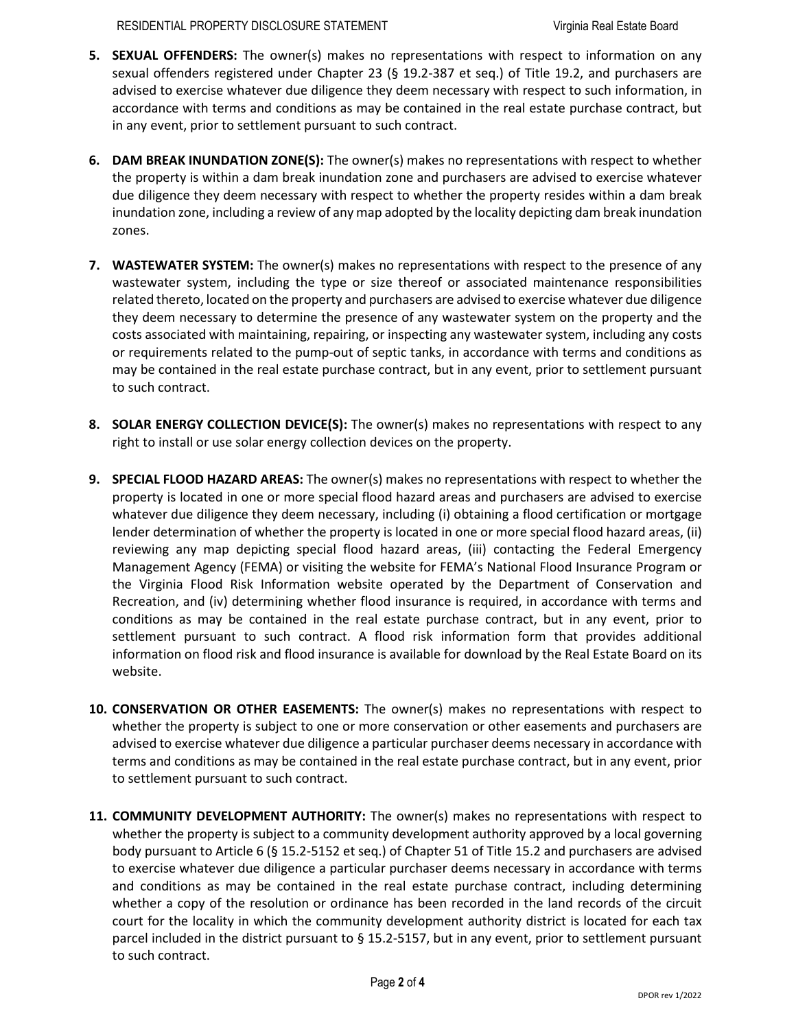5. **SEXUAL OFFENDERS:** The owner(s) makes no representations with respect to information on any sexual offenders registered under Chapter 23 (§ 19.2-387 et seq.) of Title 19.2, and purchasers are advised to exercise whatever due diligence they deem necessary with respect to such information, in accordance with terms and conditions as may be contained in the real estate purchase contract, but in any event, prior to settlement pursuant to such contract.

6. **DAM BREAK INUNDATION ZONE(S):** The owner(s) makes no representations with respect to whether the property is within a dam break inundation zone and purchasers are advised to exercise whatever due diligence they deem necessary with respect to whether the property resides within a dam break inundation zone, including a review of any map adopted by the locality depicting dam break inundation zones.

7. **WASTEWATER SYSTEM:** The owner(s) makes no representations with respect to the presence of any wastewater system, including the type or size thereof or associated maintenance responsibilities related thereto, located on the property and purchasers are advised to exercise whatever due diligence they deem necessary to determine the presence of any wastewater system on the property and the costs associated with maintaining, repairing, or inspecting any wastewater system, including any costs or requirements related to the pump-out of septic tanks, in accordance with terms and conditions as may be contained in the real estate purchase contract, but in any event, prior to settlement pursuant to such contract.

8. **SOLAR ENERGY COLLECTION DEVICE(S):** The owner(s) makes no representations with respect to any right to install or use solar energy collection devices on the property.

9. **SPECIAL FLOOD HAZARD AREAS:** The owner(s) makes no representations with respect to whether the property is located in one or more special flood hazard areas and purchasers are advised to exercise whatever due diligence they deem necessary, including (i) obtaining a flood certification or mortgage lender determination of whether the property is located in one or more special flood hazard areas, (ii) reviewing any map depicting special flood hazard areas, (iii) contacting the Federal Emergency Management Agency (FEMA) or visiting the website for FEMA's National Flood Insurance Program or the Virginia Flood Risk Information website operated by the Department of Conservation and Recreation, and (iv) determining whether flood insurance is required, in accordance with terms and conditions as may be contained in the real estate purchase contract, but in any event, prior to settlement pursuant to such contract. A flood risk information form that provides additional information on flood risk and flood insurance is available for download by the Real Estate Board on its website.

10. **CONSERVATION OR OTHER EASEMENTS:** The owner(s) makes no representations with respect to whether the property is subject to one or more conservation or other easements and purchasers are advised to exercise whatever due diligence a particular purchaser deems necessary in accordance with terms and conditions as may be contained in the real estate purchase contract, but in any event, prior to settlement pursuant to such contract.

11. **COMMUNITY DEVELOPMENT AUTHORITY:** The owner(s) makes no representations with respect to whether the property is subject to a community development authority approved by a local governing body pursuant to Article 6 (§ 15.2-5152 et seq.) of Chapter 51 of Title 15.2 and purchasers are advised to exercise whatever due diligence a particular purchaser deems necessary in accordance with terms and conditions as may be contained in the real estate purchase contract, including determining whether a copy of the resolution or ordinance has been recorded in the land records of the circuit court for the locality in which the community development authority district is located for each tax parcel included in the district pursuant to § 15.2-5157, but in any event, prior to settlement pursuant to such contract.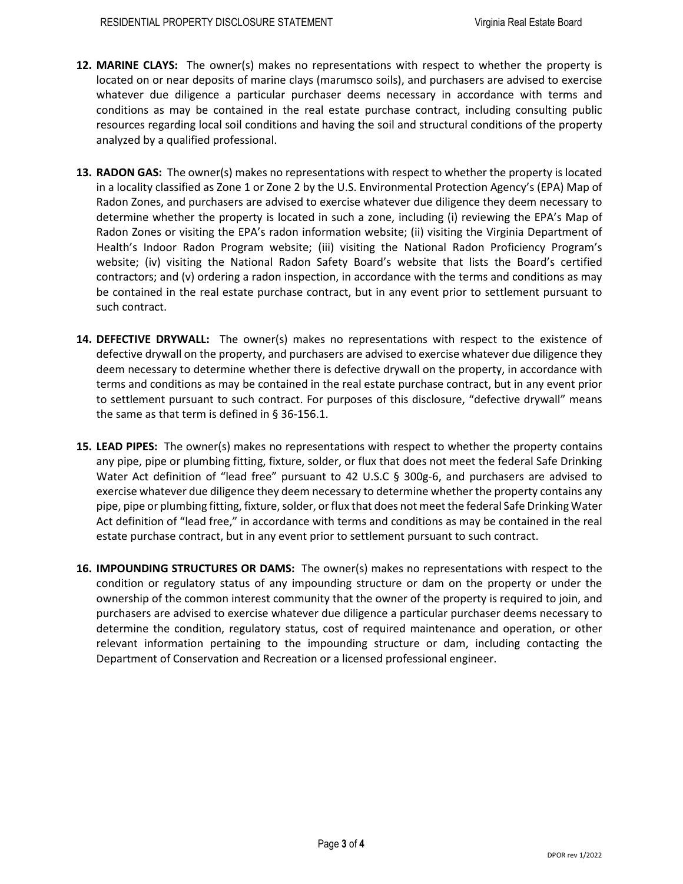12. **MARINE CLAYS:** The owner(s) makes no representations with respect to whether the property is located on or near deposits of marine clays (marumsco soils), and purchasers are advised to exercise whatever due diligence a particular purchaser deems necessary in accordance with terms and conditions as may be contained in the real estate purchase contract, including consulting public resources regarding local soil conditions and having the soil and structural conditions of the property analyzed by a qualified professional.

13. **RADON GAS:** The owner(s) makes no representations with respect to whether the property is located in a locality classified as Zone 1 or Zone 2 by the U.S. Environmental Protection Agency's (EPA) Map of Radon Zones, and purchasers are advised to exercise whatever due diligence they deem necessary to determine whether the property is located in such a zone, including (i) reviewing the EPA's Map of Radon Zones or visiting the EPA's radon information website; (ii) visiting the Virginia Department of Health's Indoor Radon Program website; (iii) visiting the National Radon Proficiency Program's website; (iv) visiting the National Radon Safety Board's website that lists the Board's certified contractors; and (v) ordering a radon inspection, in accordance with the terms and conditions as may be contained in the real estate purchase contract, but in any event prior to settlement pursuant to such contract.

14. **DEFECTIVE DRYWALL:** The owner(s) makes no representations with respect to the existence of defective drywall on the property, and purchasers are advised to exercise whatever due diligence they deem necessary to determine whether there is defective drywall on the property, in accordance with terms and conditions as may be contained in the real estate purchase contract, but in any event prior to settlement pursuant to such contract. For purposes of this disclosure, "defective drywall" means the same as that term is defined in § 36-156.1.

15. **LEAD PIPES:** The owner(s) makes no representations with respect to whether the property contains any pipe, pipe or plumbing fitting, fixture, solder, or flux that does not meet the federal Safe Drinking Water Act definition of "lead free" pursuant to 42 U.S.C § 300g-6, and purchasers are advised to exercise whatever due diligence they deem necessary to determine whether the property contains any pipe, pipe or plumbing fitting, fixture, solder, or flux that does not meet the federal Safe Drinking Water Act definition of "lead free," in accordance with terms and conditions as may be contained in the real estate purchase contract, but in any event prior to settlement pursuant to such contract.

16. **IMPOUNDING STRUCTURES OR DAMS:** The owner(s) makes no representations with respect to the condition or regulatory status of any impounding structure or dam on the property or under the ownership of the common interest community that the owner of the property is required to join, and purchasers are advised to exercise whatever due diligence a particular purchaser deems necessary to determine the condition, regulatory status, cost of required maintenance and operation, or other relevant information pertaining to the impounding structure or dam, including contacting the Department of Conservation and Recreation or a licensed professional engineer.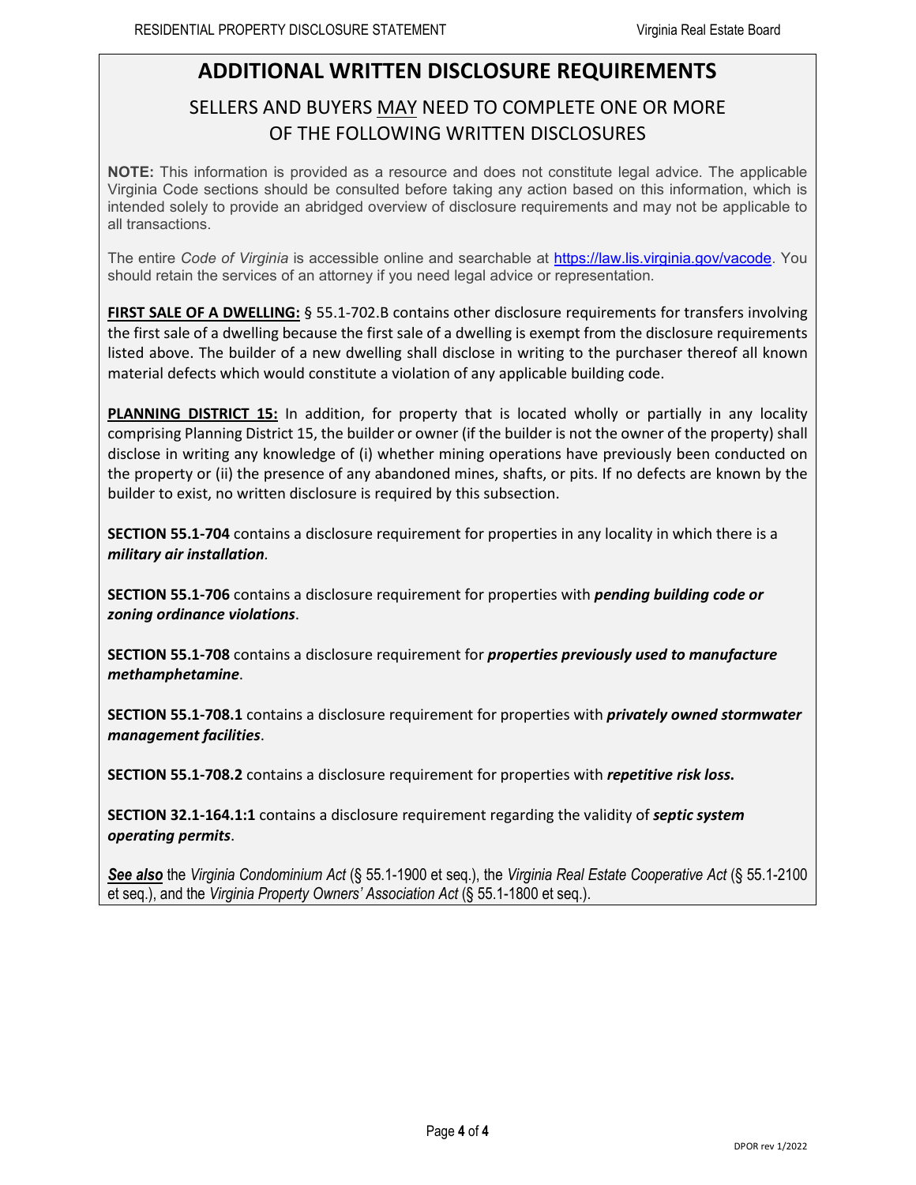# ADDITIONAL WRITTEN DISCLOSURE REQUIREMENTS

## SELLERS AND BUYERS MAY NEED TO COMPLETE ONE OR MORE OF THE FOLLOWING WRITTEN DISCLOSURES

**NOTE:** This information is provided as a resource and does not constitute legal advice. The applicable Virginia Code sections should be consulted before taking any action based on this information, which is intended solely to provide an abridged overview of disclosure requirements and may not be applicable to all transactions.

The entire *Code of Virginia* is accessible online and searchable at https://law.lis.virginia.gov/vacode. You should retain the services of an attorney if you need legal advice or representation.

**FIRST SALE OF A DWELLING:** § 55.1-702.B contains other disclosure requirements for transfers involving the first sale of a dwelling because the first sale of a dwelling is exempt from the disclosure requirements listed above. The builder of a new dwelling shall disclose in writing to the purchaser thereof all known material defects which would constitute a violation of any applicable building code.

**PLANNING DISTRICT 15:** In addition, for property that is located wholly or partially in any locality comprising Planning District 15, the builder or owner (if the builder is not the owner of the property) shall disclose in writing any knowledge of (i) whether mining operations have previously been conducted on the property or (ii) the presence of any abandoned mines, shafts, or pits. If no defects are known by the builder to exist, no written disclosure is required by this subsection.

**SECTION 55.1-704** contains a disclosure requirement for properties in any locality in which there is a ***military air installation***.

**SECTION 55.1-706** contains a disclosure requirement for properties with ***pending building code or zoning ordinance violations***.

**SECTION 55.1-708** contains a disclosure requirement for ***properties previously used to manufacture methamphetamine***.

**SECTION 55.1-708.1** contains a disclosure requirement for properties with ***privately owned stormwater management facilities***.

**SECTION 55.1-708.2** contains a disclosure requirement for properties with ***repetitive risk loss.***

**SECTION 32.1-164.1:1** contains a disclosure requirement regarding the validity of ***septic system operating permits***.

***See also*** the *Virginia Condominium Act* (§ 55.1-1900 et seq.), the *Virginia Real Estate Cooperative Act* (§ 55.1-2100 et seq.), and the *Virginia Property Owners' Association Act* (§ 55.1-1800 et seq.).